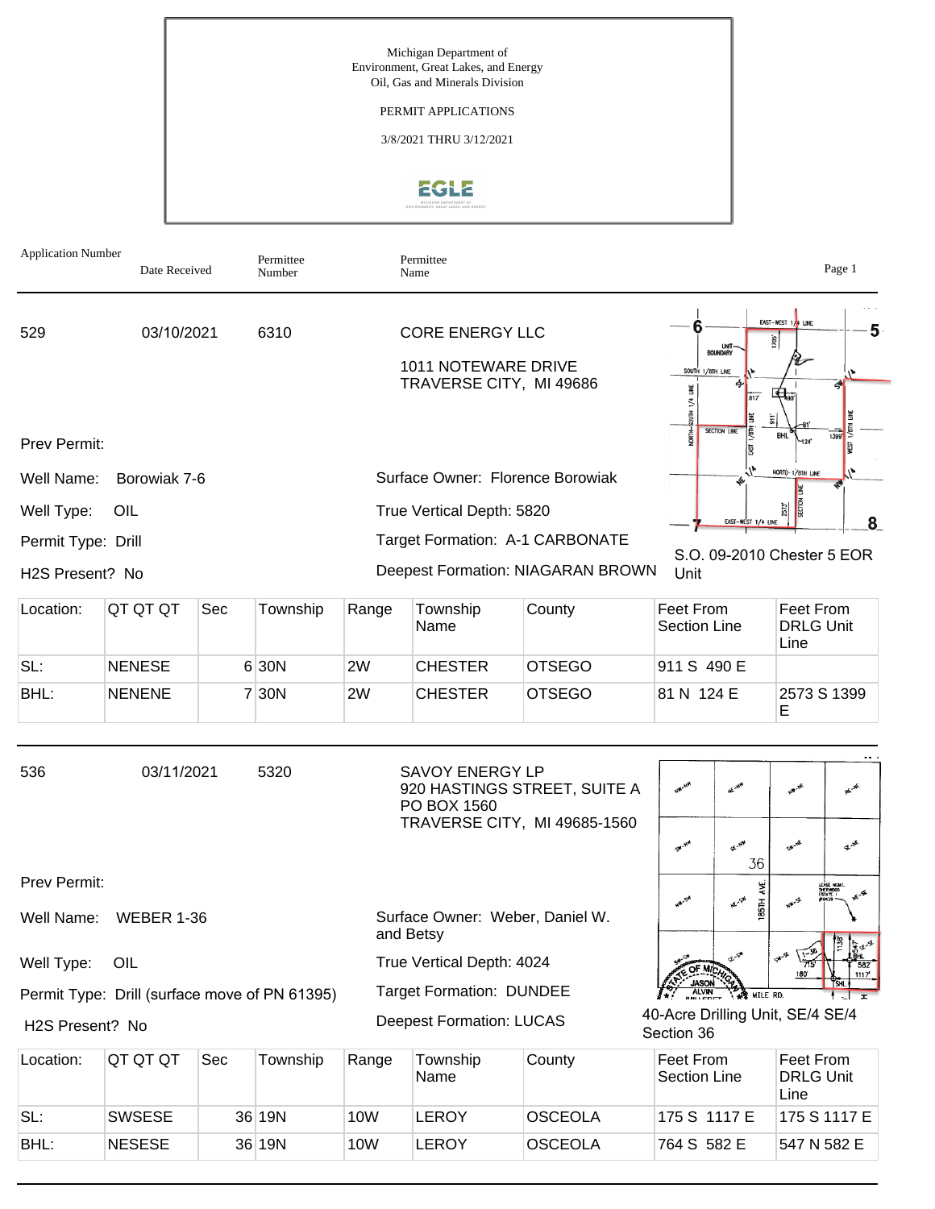Michigan Department of
Environment, Great Lakes, and Energy
Oil, Gas and Minerals Division

PERMIT APPLICATIONS

3/8/2021 THRU 3/12/2021

| Application Number | Date Received | Permittee Number | Permittee Name |
|---|---|---|---|

---

**529** | 03/10/2021 | 6310 | CORE ENERGY LLC
1011 NOTEWARE DRIVE
TRAVERSE CITY, MI 49686

Prev Permit:

Well Name: Borowiak 7-6

Well Type: OIL

Permit Type: Drill

H2S Present? No

Surface Owner: Florence Borowiak

True Vertical Depth: 5820

Target Formation: A-1 CARBONATE

Deepest Formation: NIAGARAN BROWN

S.O. 09-2010 Chester 5 EOR Unit

| Location: | QT QT QT | Sec | Township | Range | Township Name | County | Feet From Section Line | Feet From DRLG Unit Line |
|---|---|---|---|---|---|---|---|---|
| SL: | NENESE | 6 | 30N | 2W | CHESTER | OTSEGO | 911 S 490 E | |
| BHL: | NENENE | 7 | 30N | 2W | CHESTER | OTSEGO | 81 N 124 E | 2573 S 1399 E |

---

**536** | 03/11/2021 | 5320 | SAVOY ENERGY LP
920 HASTINGS STREET, SUITE A
PO BOX 1560
TRAVERSE CITY, MI 49685-1560

Prev Permit:

Well Name: WEBER 1-36

Well Type: OIL

Permit Type: Drill (surface move of PN 61395)

H2S Present? No

Surface Owner: Weber, Daniel W. and Betsy

True Vertical Depth: 4024

Target Formation: DUNDEE

Deepest Formation: LUCAS

40-Acre Drilling Unit, SE/4 SE/4 Section 36

| Location: | QT QT QT | Sec | Township | Range | Township Name | County | Feet From Section Line | Feet From DRLG Unit Line |
|---|---|---|---|---|---|---|---|---|
| SL: | SWSESE | 36 | 19N | 10W | LEROY | OSCEOLA | 175 S 1117 E | 175 S 1117 E |
| BHL: | NESESE | 36 | 19N | 10W | LEROY | OSCEOLA | 764 S 582 E | 547 N 582 E |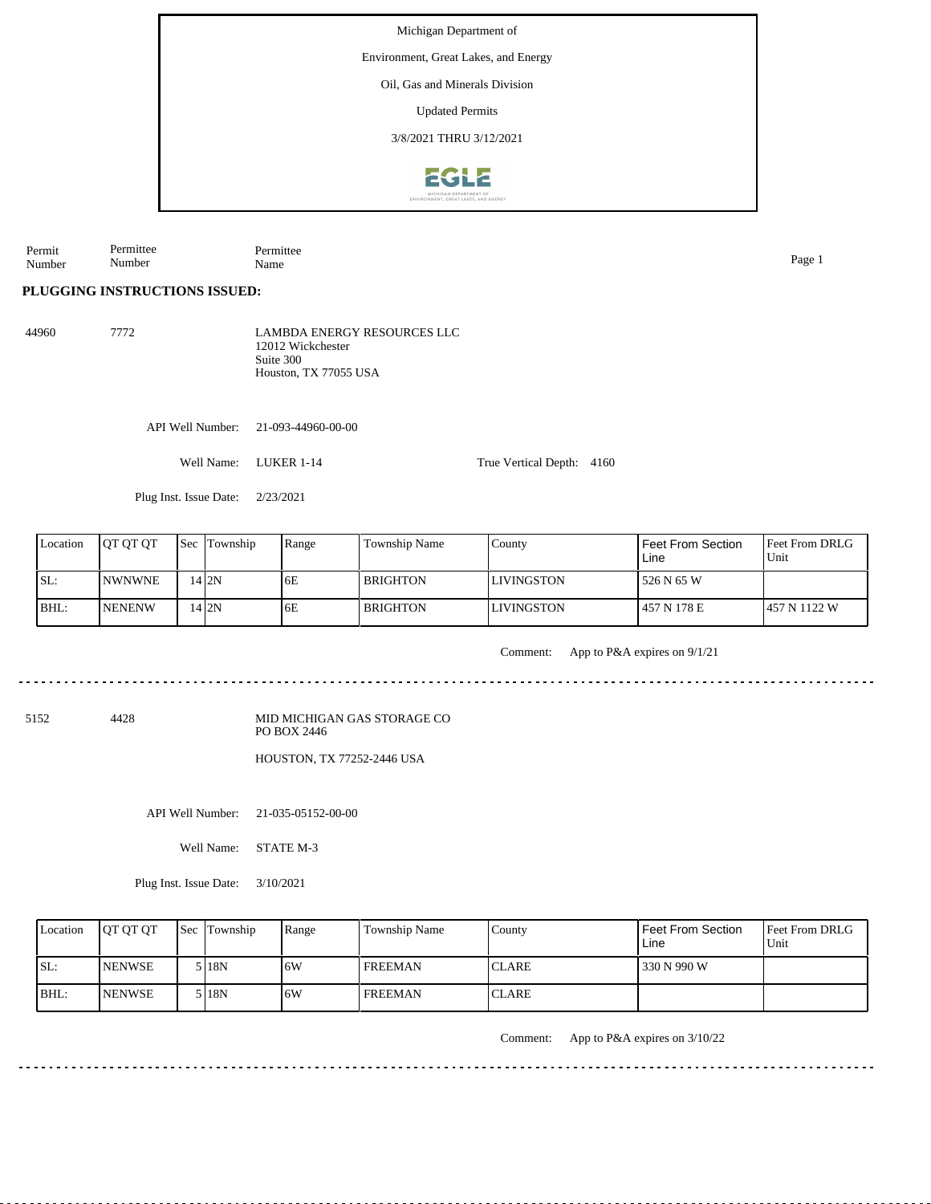Michigan Department of

Environment, Great Lakes, and Energy

Oil, Gas and Minerals Division

Updated Permits

3/8/2021 THRU 3/12/2021

| Permit Number | Permittee Number | Permittee Name |
|---|---|---|

## PLUGGING INSTRUCTIONS ISSUED:

44960 7772 LAMBDA ENERGY RESOURCES LLC
12012 Wickchester
Suite 300
Houston, TX 77055 USA

API Well Number: 21-093-44960-00-00

Well Name: LUKER 1-14

True Vertical Depth: 4160

Plug Inst. Issue Date: 2/23/2021

| Location | QT QT QT | Sec | Township | Range | Township Name | County | Feet From Section Line | Feet From DRLG Unit |
|---|---|---|---|---|---|---|---|---|
| SL: | NWNWNE | 14 | 2N | 6E | BRIGHTON | LIVINGSTON | 526 N 65 W | |
| BHL: | NENENW | 14 | 2N | 6E | BRIGHTON | LIVINGSTON | 457 N 178 E | 457 N 1122 W |

Comment: App to P&A expires on 9/1/21

---

5152 4428 MID MICHIGAN GAS STORAGE CO
PO BOX 2446

HOUSTON, TX 77252-2446 USA

API Well Number: 21-035-05152-00-00

Well Name: STATE M-3

Plug Inst. Issue Date: 3/10/2021

| Location | QT QT QT | Sec | Township | Range | Township Name | County | Feet From Section Line | Feet From DRLG Unit |
|---|---|---|---|---|---|---|---|---|
| SL: | NENWSE | 5 | 18N | 6W | FREEMAN | CLARE | 330 N 990 W | |
| BHL: | NENWSE | 5 | 18N | 6W | FREEMAN | CLARE | | |

Comment: App to P&A expires on 3/10/22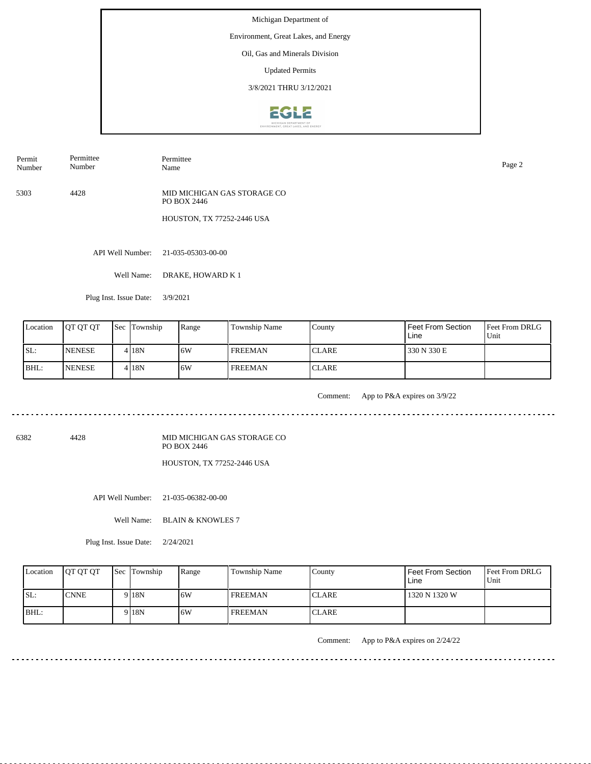Michigan Department of

Environment, Great Lakes, and Energy

Oil, Gas and Minerals Division

Updated Permits

3/8/2021 THRU 3/12/2021

| Permit Number | Permittee Number | Permittee Name |
|---|---|---|
| 5303 | 4428 | MID MICHIGAN GAS STORAGE CO<br>PO BOX 2446<br>HOUSTON, TX 77252-2446 USA |

API Well Number: 21-035-05303-00-00

Well Name: DRAKE, HOWARD K 1

Plug Inst. Issue Date: 3/9/2021

| Location | QT QT QT | Sec | Township | Range | Township Name | County | Feet From Section Line | Feet From DRLG Unit |
|---|---|---|---|---|---|---|---|---|
| SL: | NENESE | 4 | 18N | 6W | FREEMAN | CLARE | 330 N 330 E | |
| BHL: | NENESE | 4 | 18N | 6W | FREEMAN | CLARE | | |

Comment: App to P&A expires on 3/9/22

---

| Permit Number | Permittee Number | Permittee Name |
|---|---|---|
| 6382 | 4428 | MID MICHIGAN GAS STORAGE CO<br>PO BOX 2446<br>HOUSTON, TX 77252-2446 USA |

API Well Number: 21-035-06382-00-00

Well Name: BLAIN & KNOWLES 7

Plug Inst. Issue Date: 2/24/2021

| Location | QT QT QT | Sec | Township | Range | Township Name | County | Feet From Section Line | Feet From DRLG Unit |
|---|---|---|---|---|---|---|---|---|
| SL: | CNNE | 9 | 18N | 6W | FREEMAN | CLARE | 1320 N 1320 W | |
| BHL: | | 9 | 18N | 6W | FREEMAN | CLARE | | |

Comment: App to P&A expires on 2/24/22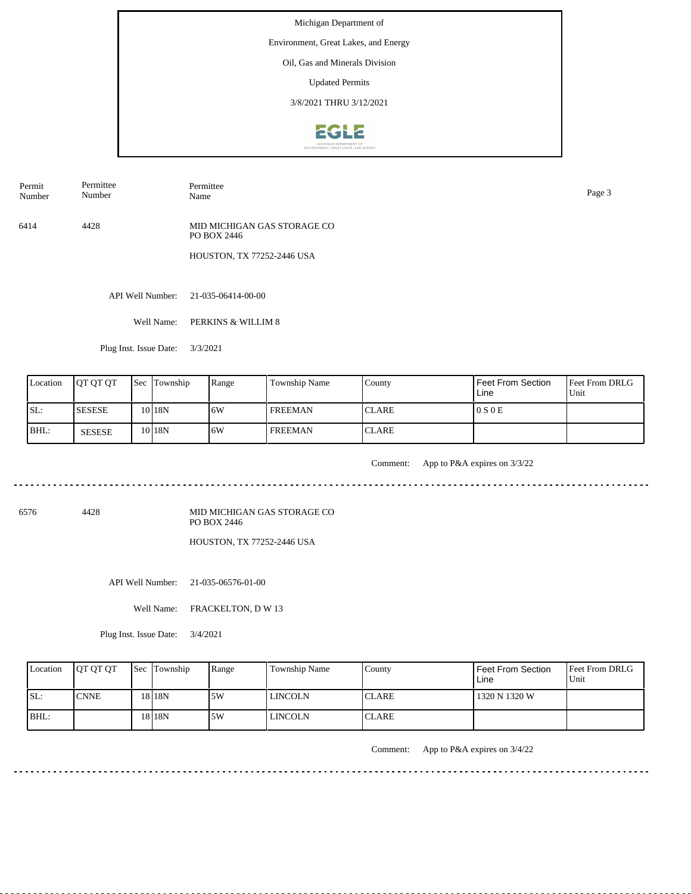Michigan Department of

Environment, Great Lakes, and Energy

Oil, Gas and Minerals Division

Updated Permits

3/8/2021 THRU 3/12/2021

| Permit Number | Permittee Number | Permittee Name |
|---|---|---|
| 6414 | 4428 | MID MICHIGAN GAS STORAGE CO<br>PO BOX 2446<br>HOUSTON, TX 77252-2446 USA |

API Well Number: 21-035-06414-00-00

Well Name: PERKINS & WILLIM 8

Plug Inst. Issue Date: 3/3/2021

| Location | QT QT QT | Sec | Township | Range | Township Name | County | Feet From Section Line | Feet From DRLG Unit |
|---|---|---|---|---|---|---|---|---|
| SL: | SESESE | 10 | 18N | 6W | FREEMAN | CLARE | 0 S 0 E | |
| BHL: | SESESE | 10 | 18N | 6W | FREEMAN | CLARE | | |

Comment: App to P&A expires on 3/3/22

---

| Permit Number | Permittee Number | Permittee Name |
|---|---|---|
| 6576 | 4428 | MID MICHIGAN GAS STORAGE CO<br>PO BOX 2446<br>HOUSTON, TX 77252-2446 USA |

API Well Number: 21-035-06576-01-00

Well Name: FRACKELTON, D W 13

Plug Inst. Issue Date: 3/4/2021

| Location | QT QT QT | Sec | Township | Range | Township Name | County | Feet From Section Line | Feet From DRLG Unit |
|---|---|---|---|---|---|---|---|---|
| SL: | CNNE | 18 | 18N | 5W | LINCOLN | CLARE | 1320 N 1320 W | |
| BHL: | | 18 | 18N | 5W | LINCOLN | CLARE | | |

Comment: App to P&A expires on 3/4/22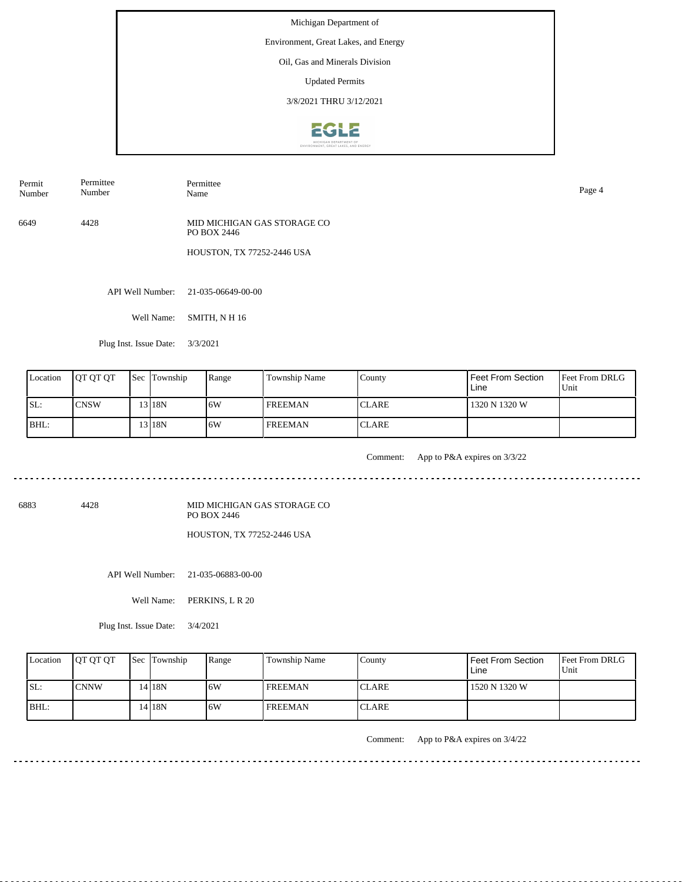Michigan Department of

Environment, Great Lakes, and Energy

Oil, Gas and Minerals Division

Updated Permits

3/8/2021 THRU 3/12/2021

| Permit Number | Permittee Number | Permittee Name |
|---|---|---|
| 6649 | 4428 | MID MICHIGAN GAS STORAGE CO<br>PO BOX 2446<br>HOUSTON, TX 77252-2446 USA |

API Well Number: 21-035-06649-00-00

Well Name: SMITH, N H 16

Plug Inst. Issue Date: 3/3/2021

| Location | QT QT QT | Sec | Township | Range | Township Name | County | Feet From Section Line | Feet From DRLG Unit |
|---|---|---|---|---|---|---|---|---|
| SL: | CNSW | 13 | 18N | 6W | FREEMAN | CLARE | 1320 N 1320 W | |
| BHL: | | 13 | 18N | 6W | FREEMAN | CLARE | | |

Comment: App to P&A expires on 3/3/22

---

| Permit Number | Permittee Number | Permittee Name |
|---|---|---|
| 6883 | 4428 | MID MICHIGAN GAS STORAGE CO<br>PO BOX 2446<br>HOUSTON, TX 77252-2446 USA |

API Well Number: 21-035-06883-00-00

Well Name: PERKINS, L R 20

Plug Inst. Issue Date: 3/4/2021

| Location | QT QT QT | Sec | Township | Range | Township Name | County | Feet From Section Line | Feet From DRLG Unit |
|---|---|---|---|---|---|---|---|---|
| SL: | CNNW | 14 | 18N | 6W | FREEMAN | CLARE | 1520 N 1320 W | |
| BHL: | | 14 | 18N | 6W | FREEMAN | CLARE | | |

Comment: App to P&A expires on 3/4/22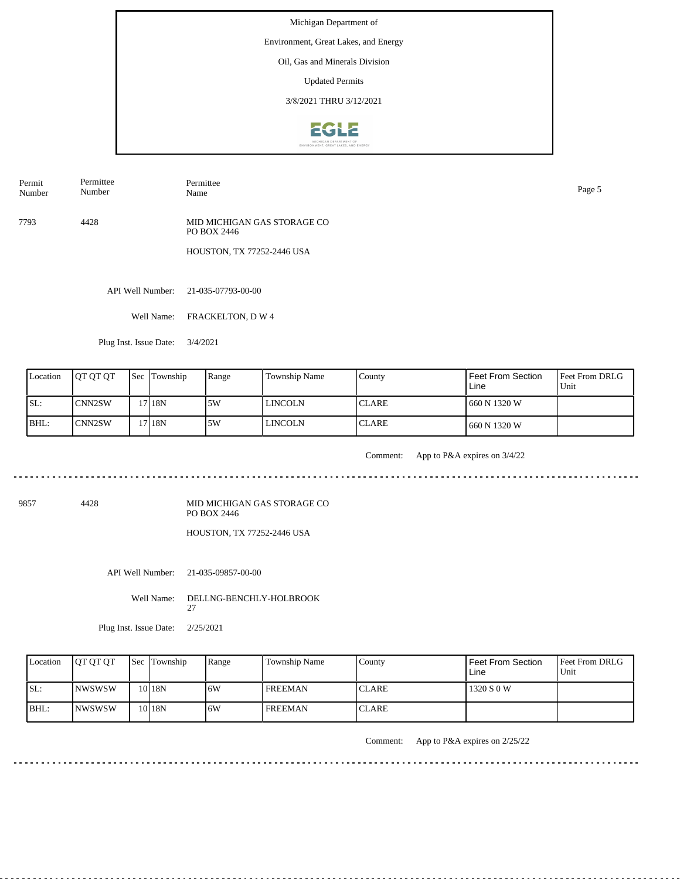Michigan Department of

Environment, Great Lakes, and Energy

Oil, Gas and Minerals Division

Updated Permits

3/8/2021 THRU 3/12/2021

| Permit Number | Permittee Number | Permittee Name |
|---|---|---|
| 7793 | 4428 | MID MICHIGAN GAS STORAGE CO<br>PO BOX 2446<br>HOUSTON, TX 77252-2446 USA |

API Well Number: 21-035-07793-00-00

Well Name: FRACKELTON, D W 4

Plug Inst. Issue Date: 3/4/2021

| Location | QT QT QT | Sec | Township | Range | Township Name | County | Feet From Section Line | Feet From DRLG Unit |
|---|---|---|---|---|---|---|---|---|
| SL: | CNN2SW | 17 | 18N | 5W | LINCOLN | CLARE | 660 N 1320 W | |
| BHL: | CNN2SW | 17 | 18N | 5W | LINCOLN | CLARE | 660 N 1320 W | |

Comment: App to P&A expires on 3/4/22

---

| Permit Number | Permittee Number | Permittee Name |
|---|---|---|
| 9857 | 4428 | MID MICHIGAN GAS STORAGE CO<br>PO BOX 2446<br>HOUSTON, TX 77252-2446 USA |

API Well Number: 21-035-09857-00-00

Well Name: DELLNG-BENCHLY-HOLBROOK 27

Plug Inst. Issue Date: 2/25/2021

| Location | QT QT QT | Sec | Township | Range | Township Name | County | Feet From Section Line | Feet From DRLG Unit |
|---|---|---|---|---|---|---|---|---|
| SL: | NWSWSW | 10 | 18N | 6W | FREEMAN | CLARE | 1320 S 0 W | |
| BHL: | NWSWSW | 10 | 18N | 6W | FREEMAN | CLARE | | |

Comment: App to P&A expires on 2/25/22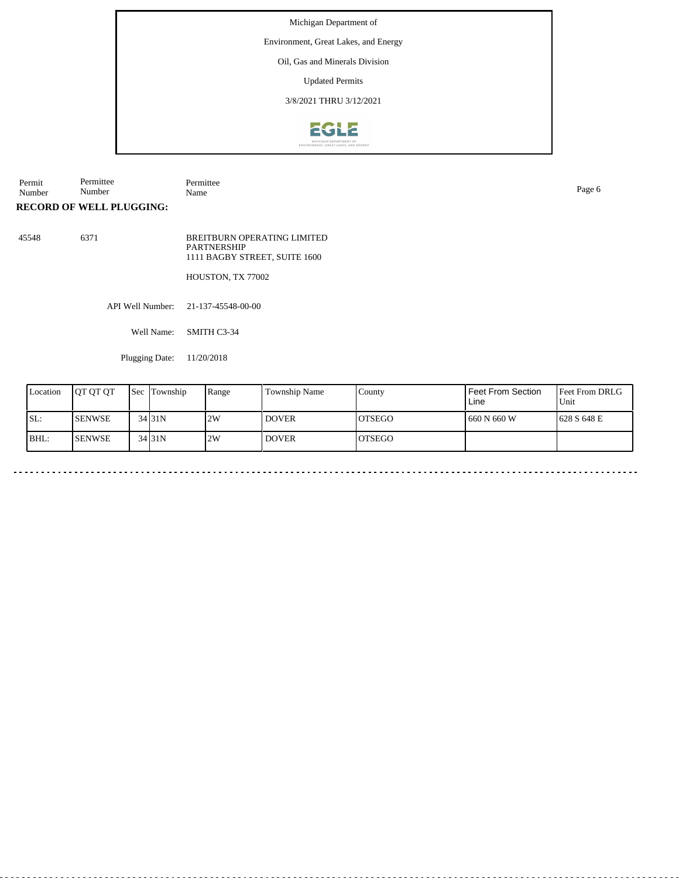Michigan Department of

Environment, Great Lakes, and Energy

Oil, Gas and Minerals Division

Updated Permits

3/8/2021 THRU 3/12/2021

| Permit Number | Permittee Number | Permittee Name |
|---|---|---|

**RECORD OF WELL PLUGGING:**

| 45548 | 6371 | BREITBURN OPERATING LIMITED PARTNERSHIP<br>1111 BAGBY STREET, SUITE 1600<br><br>HOUSTON, TX 77002 |
|---|---|---|

API Well Number: 21-137-45548-00-00

Well Name: SMITH C3-34

Plugging Date: 11/20/2018

| Location | QT QT QT | Sec | Township | Range | Township Name | County | Feet From Section Line | Feet From DRLG Unit |
|---|---|---|---|---|---|---|---|---|
| SL: | SENWSE | 34 | 31N | 2W | DOVER | OTSEGO | 660 N 660 W | 628 S 648 E |
| BHL: | SENWSE | 34 | 31N | 2W | DOVER | OTSEGO | | |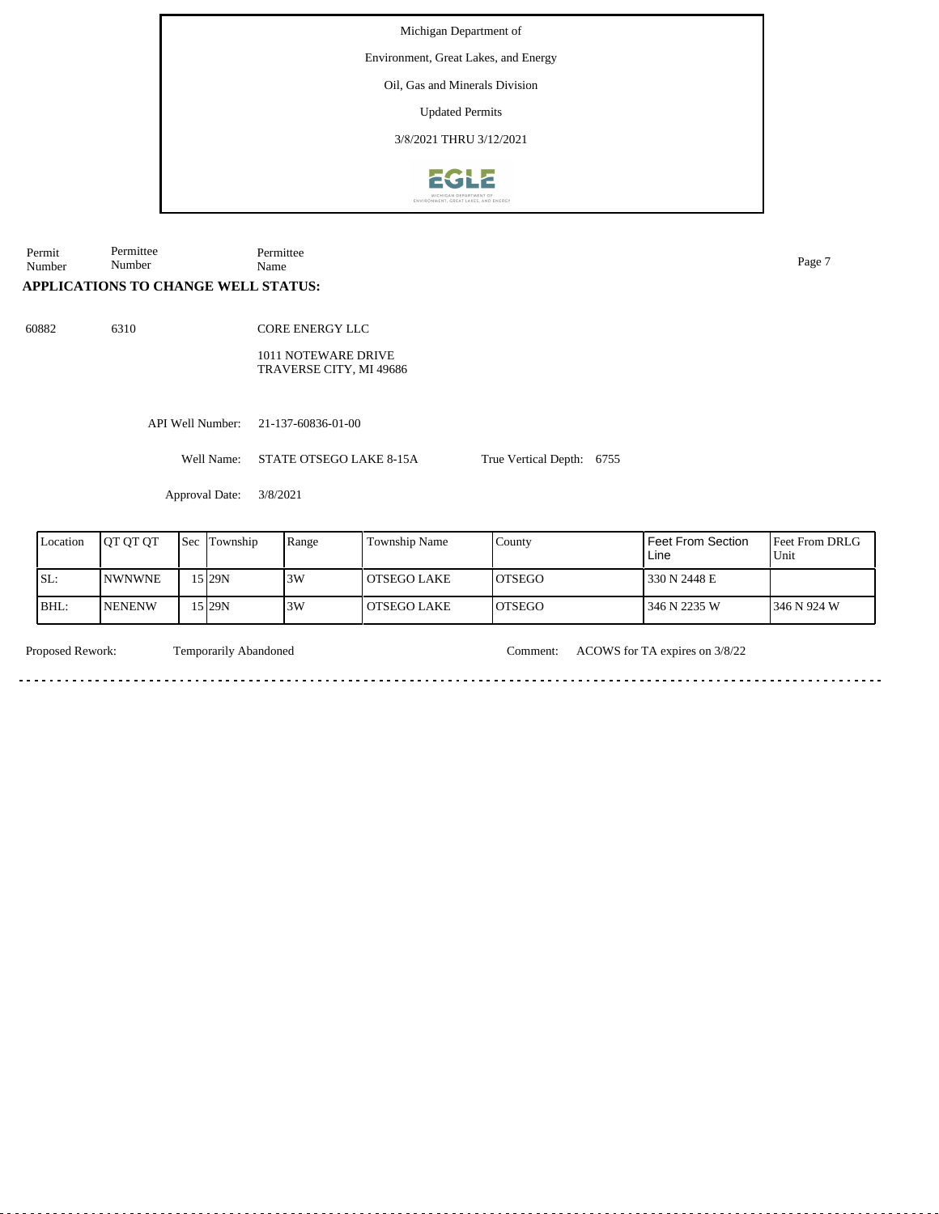Michigan Department of

Environment, Great Lakes, and Energy

Oil, Gas and Minerals Division

Updated Permits

3/8/2021 THRU 3/12/2021

| Permit Number | Permittee Number | Permittee Name |
|---|---|---|

## APPLICATIONS TO CHANGE WELL STATUS:

60882 6310 CORE ENERGY LLC

1011 NOTEWARE DRIVE
TRAVERSE CITY, MI 49686

API Well Number: 21-137-60836-01-00

Well Name: STATE OTSEGO LAKE 8-15A True Vertical Depth: 6755

Approval Date: 3/8/2021

| Location | QT QT QT | Sec | Township | Range | Township Name | County | Feet From Section Line | Feet From DRLG Unit |
|---|---|---|---|---|---|---|---|---|
| SL: | NWNWNE | 15 | 29N | 3W | OTSEGO LAKE | OTSEGO | 330 N 2448 E | |
| BHL: | NENENW | 15 | 29N | 3W | OTSEGO LAKE | OTSEGO | 346 N 2235 W | 346 N 924 W |

Proposed Rework: Temporarily Abandoned Comment: ACOWS for TA expires on 3/8/22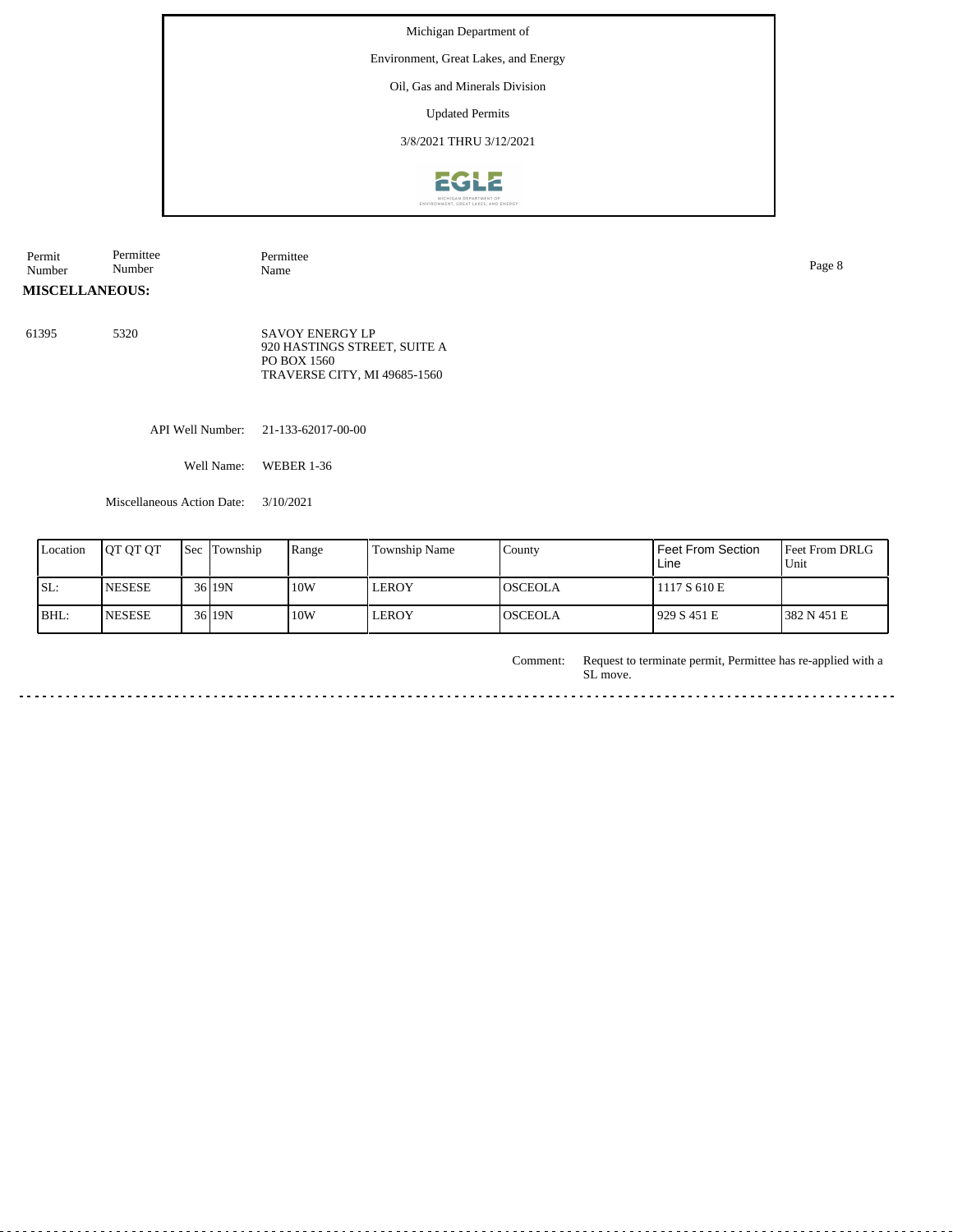Michigan Department of

Environment, Great Lakes, and Energy

Oil, Gas and Minerals Division

Updated Permits

3/8/2021 THRU 3/12/2021

| Permit Number | Permittee Number | Permittee Name |
|---|---|---|

**MISCELLANEOUS:**

61395 5320 SAVOY ENERGY LP
920 HASTINGS STREET, SUITE A
PO BOX 1560
TRAVERSE CITY, MI 49685-1560

API Well Number: 21-133-62017-00-00

Well Name: WEBER 1-36

Miscellaneous Action Date: 3/10/2021

| Location | QT QT QT | Sec | Township | Range | Township Name | County | Feet From Section Line | Feet From DRLG Unit |
|---|---|---|---|---|---|---|---|---|
| SL: | NESESE | 36 | 19N | 10W | LEROY | OSCEOLA | 1117 S 610 E | |
| BHL: | NESESE | 36 | 19N | 10W | LEROY | OSCEOLA | 929 S 451 E | 382 N 451 E |

Comment: Request to terminate permit, Permittee has re-applied with a SL move.